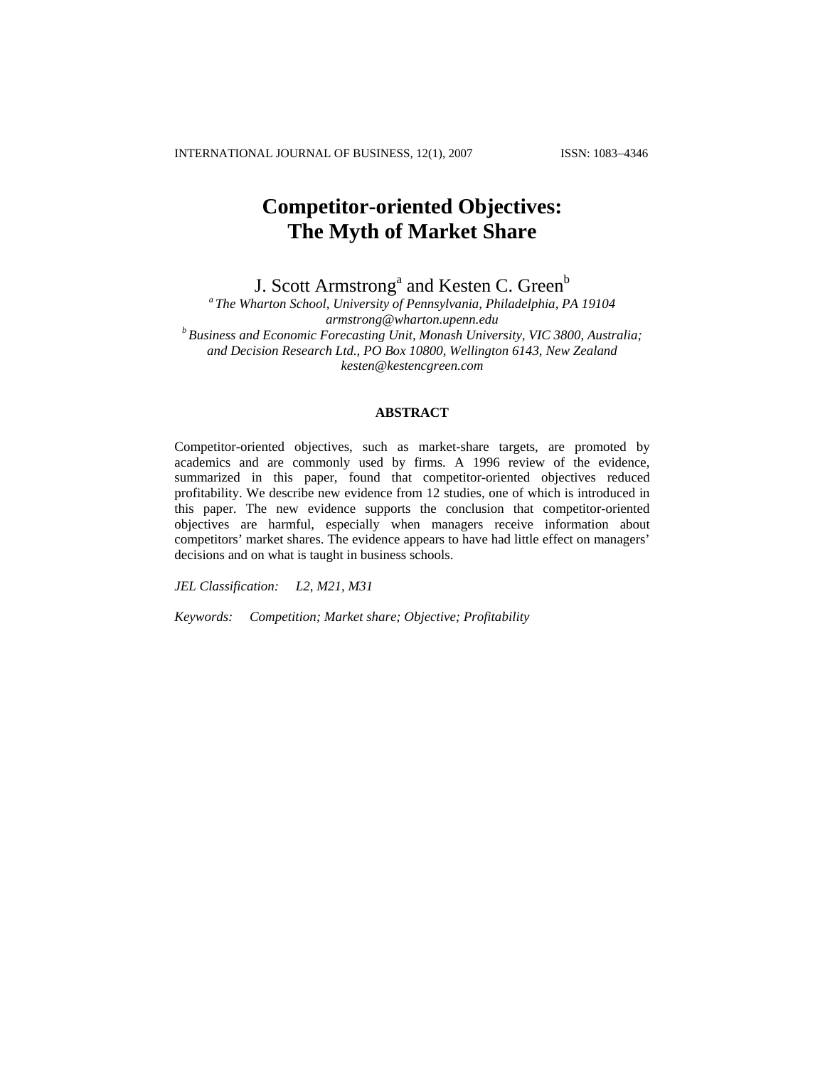# Competitor-oriented Objectives: The Myth of Market Share

J. Scott Armstrong[a] and Kesten C. Green[b]

[a] *The Wharton School, University of Pennsylvania, Philadelphia, PA 19104*
*armstrong@wharton.upenn.edu*

[b] *Business and Economic Forecasting Unit, Monash University, VIC 3800, Australia; and Decision Research Ltd., PO Box 10800, Wellington 6143, New Zealand*
*kesten@kestencgreen.com*

## ABSTRACT

Competitor-oriented objectives, such as market-share targets, are promoted by academics and are commonly used by firms. A 1996 review of the evidence, summarized in this paper, found that competitor-oriented objectives reduced profitability. We describe new evidence from 12 studies, one of which is introduced in this paper. The new evidence supports the conclusion that competitor-oriented objectives are harmful, especially when managers receive information about competitors' market shares. The evidence appears to have had little effect on managers' decisions and on what is taught in business schools.

*JEL Classification:* *L2, M21, M31*

*Keywords:* *Competition; Market share; Objective; Profitability*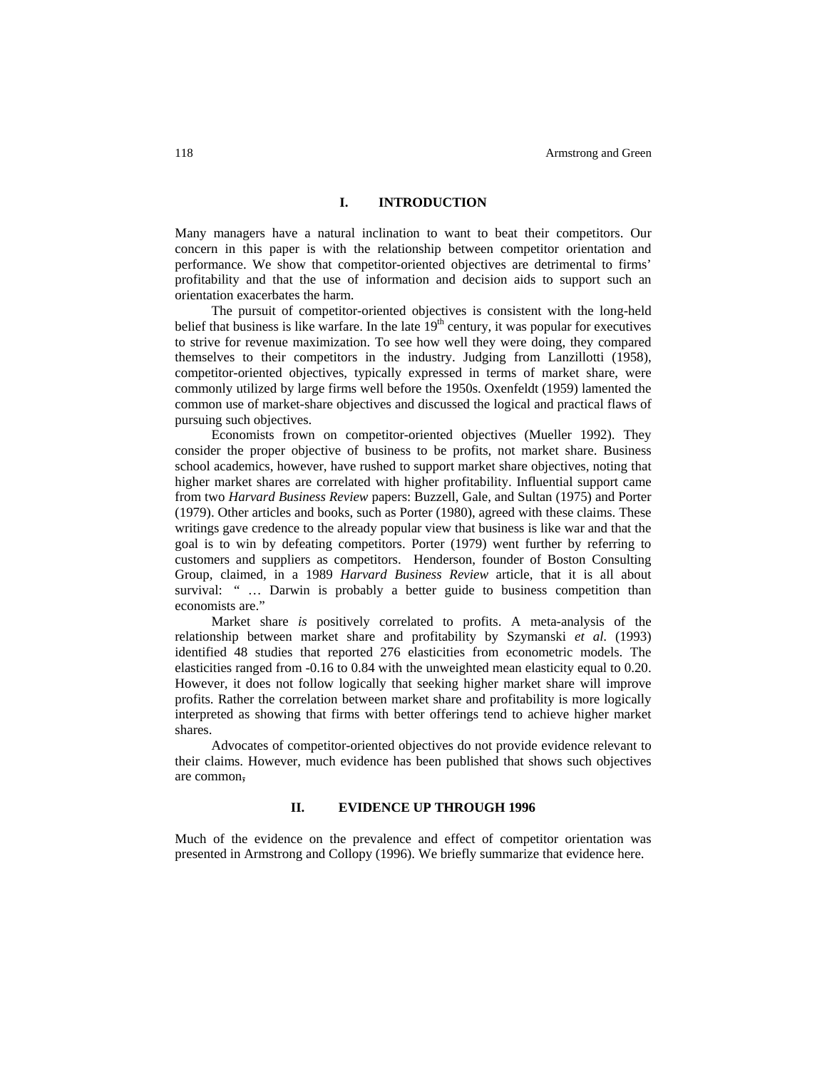## I. INTRODUCTION

Many managers have a natural inclination to want to beat their competitors. Our concern in this paper is with the relationship between competitor orientation and performance. We show that competitor-oriented objectives are detrimental to firms' profitability and that the use of information and decision aids to support such an orientation exacerbates the harm.

The pursuit of competitor-oriented objectives is consistent with the long-held belief that business is like warfare. In the late 19th century, it was popular for executives to strive for revenue maximization. To see how well they were doing, they compared themselves to their competitors in the industry. Judging from Lanzillotti (1958), competitor-oriented objectives, typically expressed in terms of market share, were commonly utilized by large firms well before the 1950s. Oxenfeldt (1959) lamented the common use of market-share objectives and discussed the logical and practical flaws of pursuing such objectives.

Economists frown on competitor-oriented objectives (Mueller 1992). They consider the proper objective of business to be profits, not market share. Business school academics, however, have rushed to support market share objectives, noting that higher market shares are correlated with higher profitability. Influential support came from two *Harvard Business Review* papers: Buzzell, Gale, and Sultan (1975) and Porter (1979). Other articles and books, such as Porter (1980), agreed with these claims. These writings gave credence to the already popular view that business is like war and that the goal is to win by defeating competitors. Porter (1979) went further by referring to customers and suppliers as competitors. Henderson, founder of Boston Consulting Group, claimed, in a 1989 *Harvard Business Review* article, that it is all about survival: " … Darwin is probably a better guide to business competition than economists are."

Market share *is* positively correlated to profits. A meta-analysis of the relationship between market share and profitability by Szymanski *et al.* (1993) identified 48 studies that reported 276 elasticities from econometric models. The elasticities ranged from -0.16 to 0.84 with the unweighted mean elasticity equal to 0.20. However, it does not follow logically that seeking higher market share will improve profits. Rather the correlation between market share and profitability is more logically interpreted as showing that firms with better offerings tend to achieve higher market shares.

Advocates of competitor-oriented objectives do not provide evidence relevant to their claims. However, much evidence has been published that shows such objectives are common.

## II. EVIDENCE UP THROUGH 1996

Much of the evidence on the prevalence and effect of competitor orientation was presented in Armstrong and Collopy (1996). We briefly summarize that evidence here.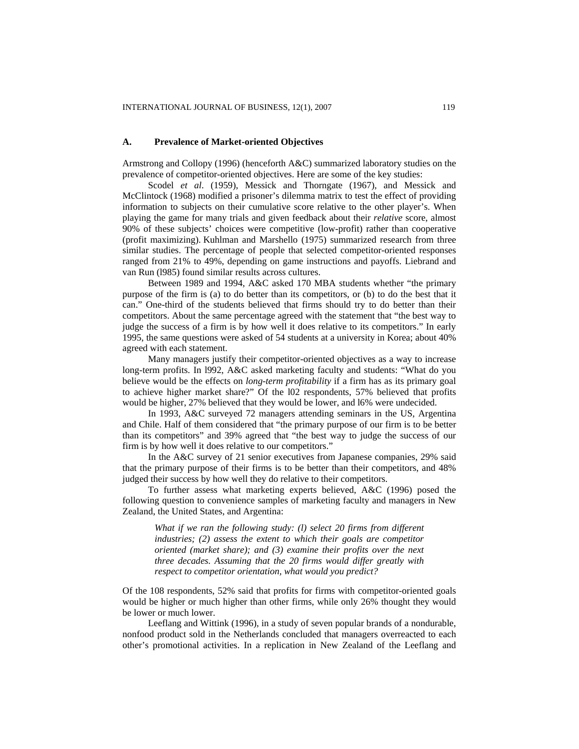### A. Prevalence of Market-oriented Objectives

Armstrong and Collopy (1996) (henceforth A&C) summarized laboratory studies on the prevalence of competitor-oriented objectives. Here are some of the key studies:

Scodel *et al*. (1959), Messick and Thorngate (1967), and Messick and McClintock (1968) modified a prisoner's dilemma matrix to test the effect of providing information to subjects on their cumulative score relative to the other player's. When playing the game for many trials and given feedback about their *relative* score, almost 90% of these subjects' choices were competitive (low-profit) rather than cooperative (profit maximizing). Kuhlman and Marshello (1975) summarized research from three similar studies. The percentage of people that selected competitor-oriented responses ranged from 21% to 49%, depending on game instructions and payoffs. Liebrand and van Run (l985) found similar results across cultures.

Between 1989 and 1994, A&C asked 170 MBA students whether "the primary purpose of the firm is (a) to do better than its competitors, or (b) to do the best that it can." One-third of the students believed that firms should try to do better than their competitors. About the same percentage agreed with the statement that "the best way to judge the success of a firm is by how well it does relative to its competitors." In early 1995, the same questions were asked of 54 students at a university in Korea; about 40% agreed with each statement.

Many managers justify their competitor-oriented objectives as a way to increase long-term profits. In l992, A&C asked marketing faculty and students: "What do you believe would be the effects on *long-term profitability* if a firm has as its primary goal to achieve higher market share?" Of the l02 respondents, 57% believed that profits would be higher, 27% believed that they would be lower, and l6% were undecided.

In 1993, A&C surveyed 72 managers attending seminars in the US, Argentina and Chile. Half of them considered that "the primary purpose of our firm is to be better than its competitors" and 39% agreed that "the best way to judge the success of our firm is by how well it does relative to our competitors."

In the A&C survey of 21 senior executives from Japanese companies, 29% said that the primary purpose of their firms is to be better than their competitors, and 48% judged their success by how well they do relative to their competitors.

To further assess what marketing experts believed, A&C (1996) posed the following question to convenience samples of marketing faculty and managers in New Zealand, the United States, and Argentina:

> *What if we ran the following study: (l) select 20 firms from different industries; (2) assess the extent to which their goals are competitor oriented (market share); and (3) examine their profits over the next three decades. Assuming that the 20 firms would differ greatly with respect to competitor orientation, what would you predict?*

Of the 108 respondents, 52% said that profits for firms with competitor-oriented goals would be higher or much higher than other firms, while only 26% thought they would be lower or much lower.

Leeflang and Wittink (1996), in a study of seven popular brands of a nondurable, nonfood product sold in the Netherlands concluded that managers overreacted to each other's promotional activities. In a replication in New Zealand of the Leeflang and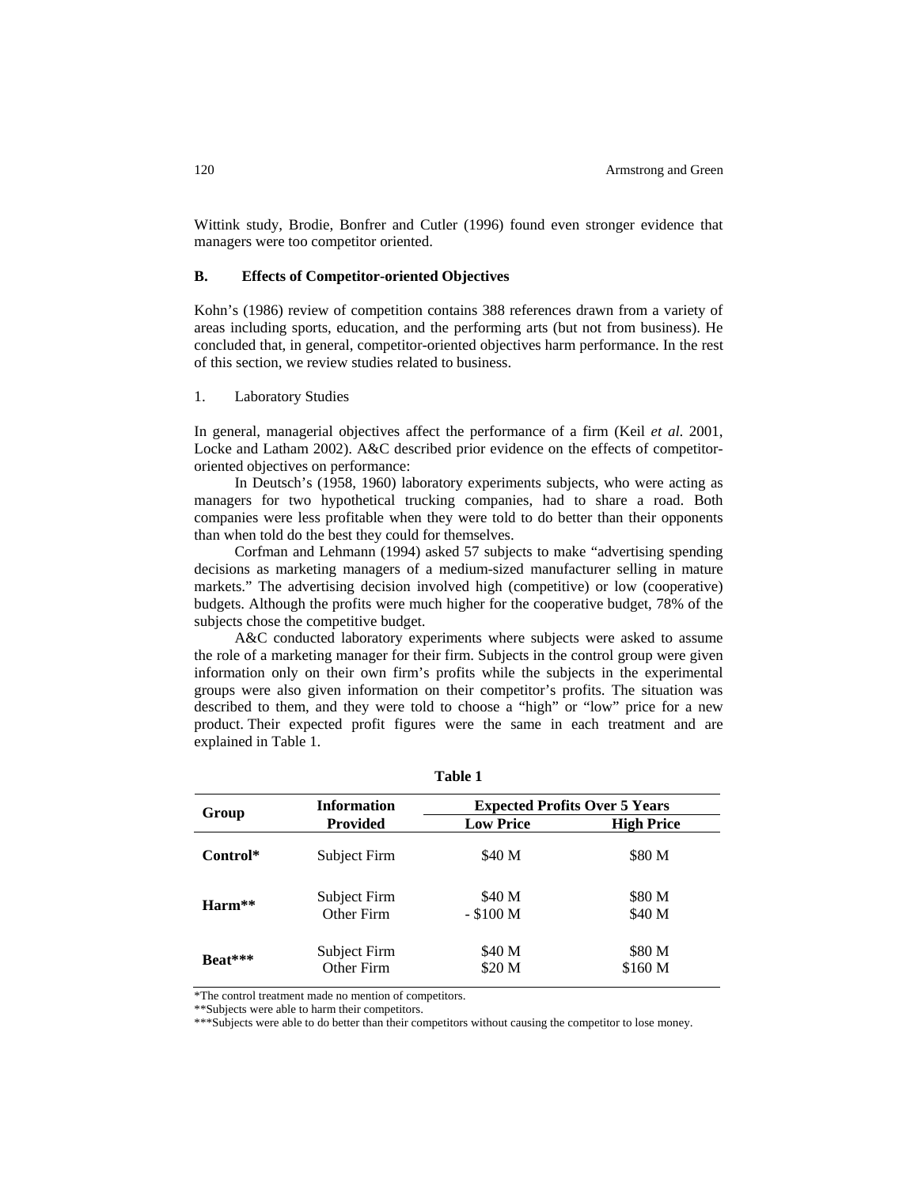Wittink study, Brodie, Bonfrer and Cutler (1996) found even stronger evidence that managers were too competitor oriented.

### B. Effects of Competitor-oriented Objectives

Kohn's (1986) review of competition contains 388 references drawn from a variety of areas including sports, education, and the performing arts (but not from business). He concluded that, in general, competitor-oriented objectives harm performance. In the rest of this section, we review studies related to business.

#### 1. Laboratory Studies

In general, managerial objectives affect the performance of a firm (Keil *et al.* 2001, Locke and Latham 2002). A&C described prior evidence on the effects of competitor-oriented objectives on performance:

In Deutsch's (1958, 1960) laboratory experiments subjects, who were acting as managers for two hypothetical trucking companies, had to share a road. Both companies were less profitable when they were told to do better than their opponents than when told do the best they could for themselves.

Corfman and Lehmann (1994) asked 57 subjects to make "advertising spending decisions as marketing managers of a medium-sized manufacturer selling in mature markets." The advertising decision involved high (competitive) or low (cooperative) budgets. Although the profits were much higher for the cooperative budget, 78% of the subjects chose the competitive budget.

A&C conducted laboratory experiments where subjects were asked to assume the role of a marketing manager for their firm. Subjects in the control group were given information only on their own firm's profits while the subjects in the experimental groups were also given information on their competitor's profits. The situation was described to them, and they were told to choose a "high" or "low" price for a new product. Their expected profit figures were the same in each treatment and are explained in Table 1.

**Table 1**

| Group | Information Provided | Expected Profits Over 5 Years | |
|---|---|---|---|
| | | **Low Price** | **High Price** |
| **Control*** | Subject Firm | \$40 M | \$80 M |
| **Harm**** | Subject Firm | \$40 M | \$80 M |
| | Other Firm | - \$100 M | \$40 M |
| **Beat***** | Subject Firm | \$40 M | \$80 M |
| | Other Firm | \$20 M | \$160 M |

*The control treatment made no mention of competitors.
**Subjects were able to harm their competitors.
***Subjects were able to do better than their competitors without causing the competitor to lose money.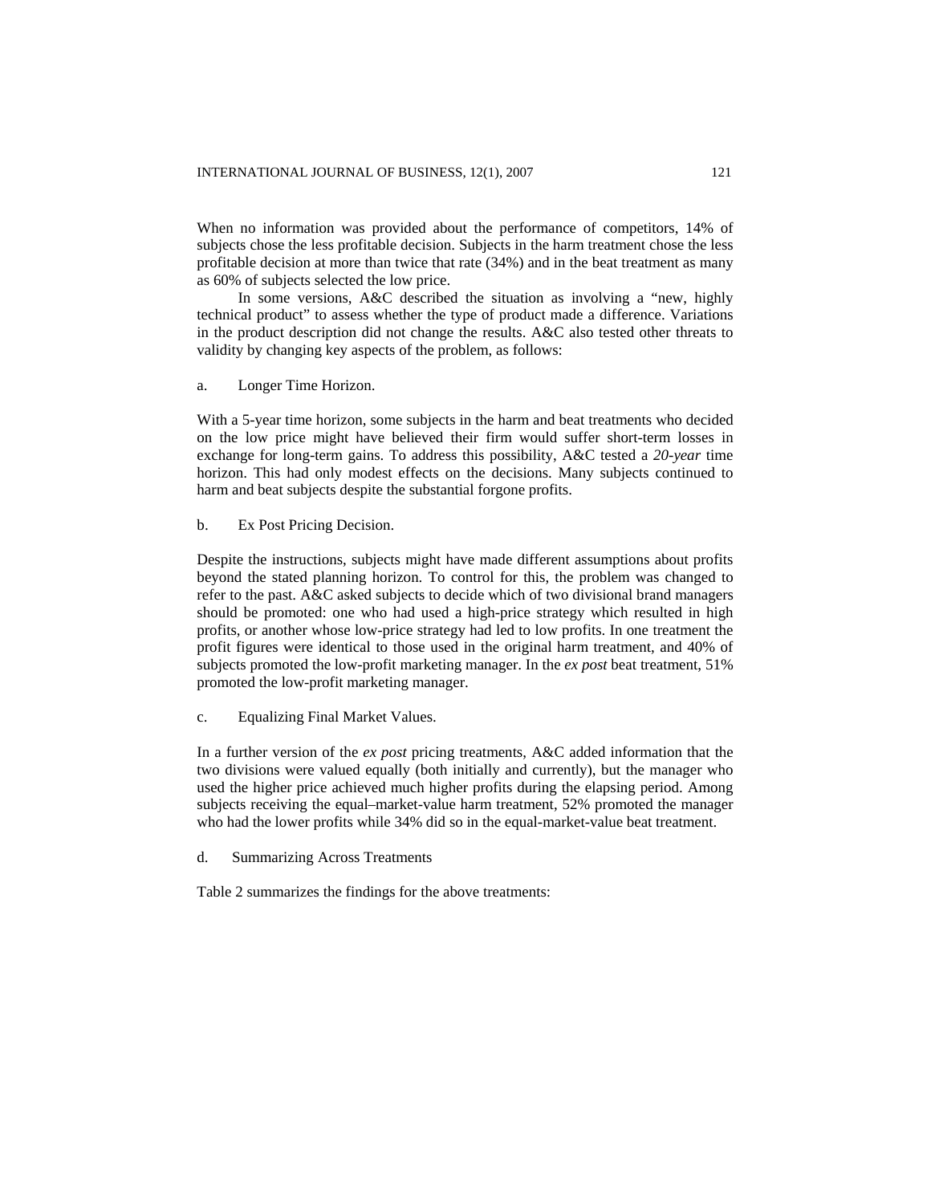When no information was provided about the performance of competitors, 14% of subjects chose the less profitable decision. Subjects in the harm treatment chose the less profitable decision at more than twice that rate (34%) and in the beat treatment as many as 60% of subjects selected the low price.

In some versions, A&C described the situation as involving a "new, highly technical product" to assess whether the type of product made a difference. Variations in the product description did not change the results. A&C also tested other threats to validity by changing key aspects of the problem, as follows:

a. Longer Time Horizon.

With a 5-year time horizon, some subjects in the harm and beat treatments who decided on the low price might have believed their firm would suffer short-term losses in exchange for long-term gains. To address this possibility, A&C tested a *20-year* time horizon. This had only modest effects on the decisions. Many subjects continued to harm and beat subjects despite the substantial forgone profits.

b. Ex Post Pricing Decision.

Despite the instructions, subjects might have made different assumptions about profits beyond the stated planning horizon. To control for this, the problem was changed to refer to the past. A&C asked subjects to decide which of two divisional brand managers should be promoted: one who had used a high-price strategy which resulted in high profits, or another whose low-price strategy had led to low profits. In one treatment the profit figures were identical to those used in the original harm treatment, and 40% of subjects promoted the low-profit marketing manager. In the *ex post* beat treatment, 51% promoted the low-profit marketing manager.

c. Equalizing Final Market Values.

In a further version of the *ex post* pricing treatments, A&C added information that the two divisions were valued equally (both initially and currently), but the manager who used the higher price achieved much higher profits during the elapsing period. Among subjects receiving the equal–market-value harm treatment, 52% promoted the manager who had the lower profits while 34% did so in the equal-market-value beat treatment.

d. Summarizing Across Treatments

Table 2 summarizes the findings for the above treatments: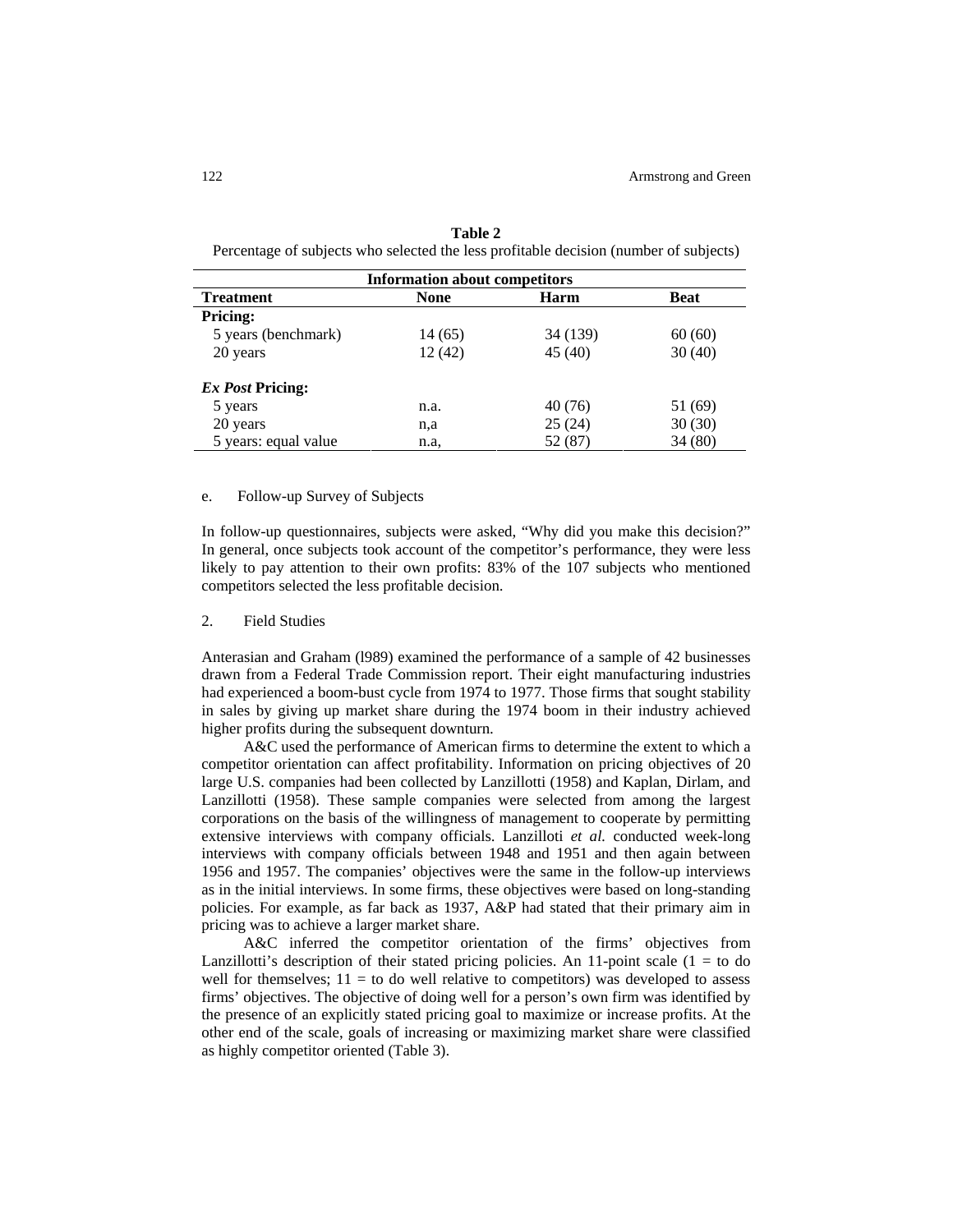**Table 2**

Percentage of subjects who selected the less profitable decision (number of subjects)

| | Information about competitors | | |
|---|---|---|---|
| **Treatment** | **None** | **Harm** | **Beat** |
| **Pricing:** | | | |
| 5 years (benchmark) | 14 (65) | 34 (139) | 60 (60) |
| 20 years | 12 (42) | 45 (40) | 30 (40) |
| ***Ex Post* Pricing:** | | | |
| 5 years | n.a. | 40 (76) | 51 (69) |
| 20 years | n,a | 25 (24) | 30 (30) |
| 5 years: equal value | n.a, | 52 (87) | 34 (80) |

e. Follow-up Survey of Subjects

In follow-up questionnaires, subjects were asked, "Why did you make this decision?" In general, once subjects took account of the competitor's performance, they were less likely to pay attention to their own profits: 83% of the 107 subjects who mentioned competitors selected the less profitable decision.

2. Field Studies

Anterasian and Graham (l989) examined the performance of a sample of 42 businesses drawn from a Federal Trade Commission report. Their eight manufacturing industries had experienced a boom-bust cycle from 1974 to 1977. Those firms that sought stability in sales by giving up market share during the 1974 boom in their industry achieved higher profits during the subsequent downturn.

A&C used the performance of American firms to determine the extent to which a competitor orientation can affect profitability. Information on pricing objectives of 20 large U.S. companies had been collected by Lanzillotti (1958) and Kaplan, Dirlam, and Lanzillotti (1958). These sample companies were selected from among the largest corporations on the basis of the willingness of management to cooperate by permitting extensive interviews with company officials. Lanzilloti *et al.* conducted week-long interviews with company officials between 1948 and 1951 and then again between 1956 and 1957. The companies' objectives were the same in the follow-up interviews as in the initial interviews. In some firms, these objectives were based on long-standing policies. For example, as far back as 1937, A&P had stated that their primary aim in pricing was to achieve a larger market share.

A&C inferred the competitor orientation of the firms' objectives from Lanzillotti's description of their stated pricing policies. An 11-point scale (1 = to do well for themselves; 11 = to do well relative to competitors) was developed to assess firms' objectives. The objective of doing well for a person's own firm was identified by the presence of an explicitly stated pricing goal to maximize or increase profits. At the other end of the scale, goals of increasing or maximizing market share were classified as highly competitor oriented (Table 3).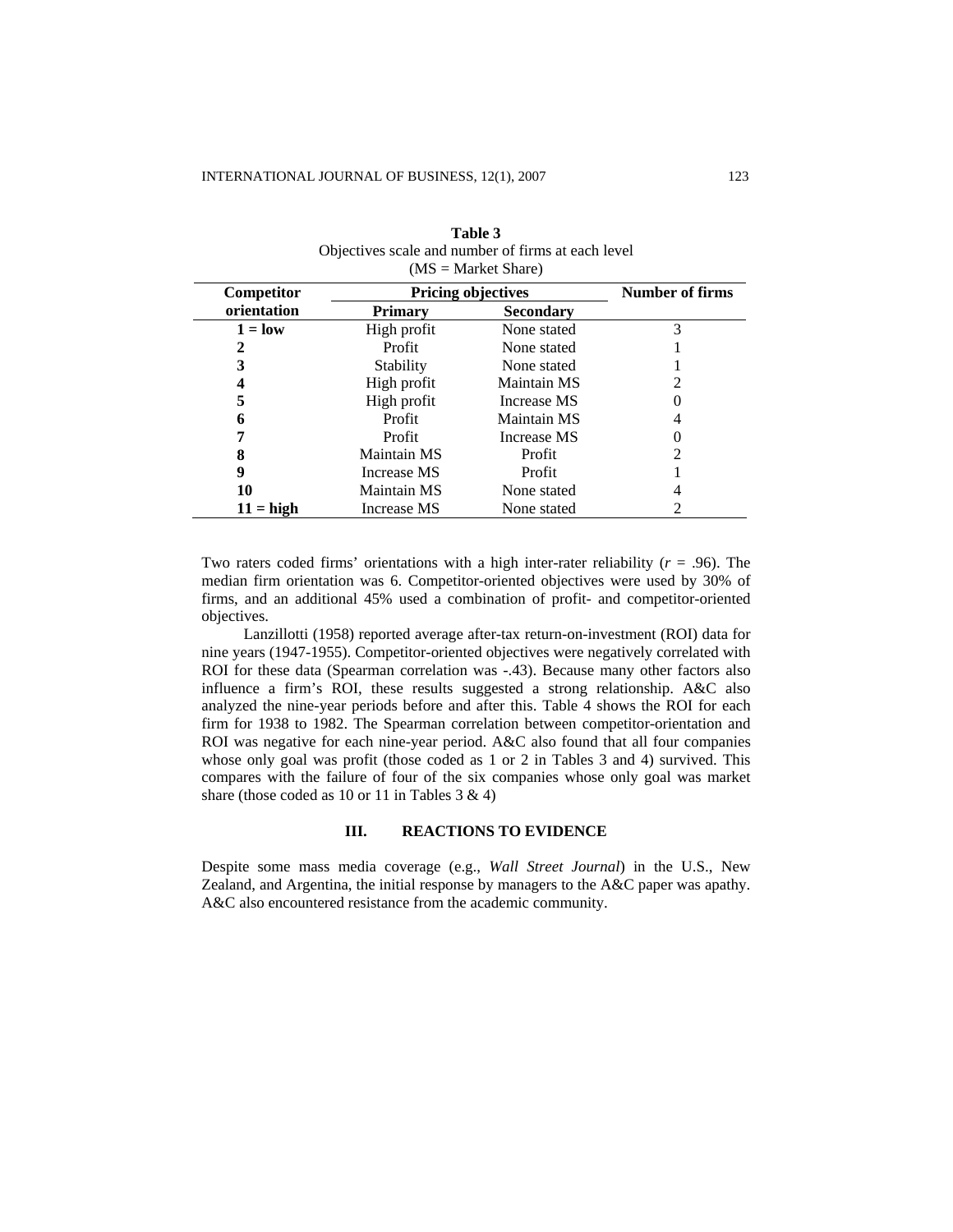**Table 3**
Objectives scale and number of firms at each level
(MS = Market Share)

| Competitor orientation | Pricing objectives | | Number of firms |
|---|---|---|---|
| | Primary | Secondary | |
| **1 = low** | High profit | None stated | 3 |
| **2** | Profit | None stated | 1 |
| **3** | Stability | None stated | 1 |
| **4** | High profit | Maintain MS | 2 |
| **5** | High profit | Increase MS | 0 |
| **6** | Profit | Maintain MS | 4 |
| **7** | Profit | Increase MS | 0 |
| **8** | Maintain MS | Profit | 2 |
| **9** | Increase MS | Profit | 1 |
| **10** | Maintain MS | None stated | 4 |
| **11 = high** | Increase MS | None stated | 2 |

Two raters coded firms' orientations with a high inter-rater reliability ($r$ = .96). The median firm orientation was 6. Competitor-oriented objectives were used by 30% of firms, and an additional 45% used a combination of profit- and competitor-oriented objectives.

Lanzillotti (1958) reported average after-tax return-on-investment (ROI) data for nine years (1947-1955). Competitor-oriented objectives were negatively correlated with ROI for these data (Spearman correlation was -.43). Because many other factors also influence a firm's ROI, these results suggested a strong relationship. A&C also analyzed the nine-year periods before and after this. Table 4 shows the ROI for each firm for 1938 to 1982. The Spearman correlation between competitor-orientation and ROI was negative for each nine-year period. A&C also found that all four companies whose only goal was profit (those coded as 1 or 2 in Tables 3 and 4) survived. This compares with the failure of four of the six companies whose only goal was market share (those coded as 10 or 11 in Tables 3 & 4)

## III. REACTIONS TO EVIDENCE

Despite some mass media coverage (e.g., *Wall Street Journal*) in the U.S., New Zealand, and Argentina, the initial response by managers to the A&C paper was apathy. A&C also encountered resistance from the academic community.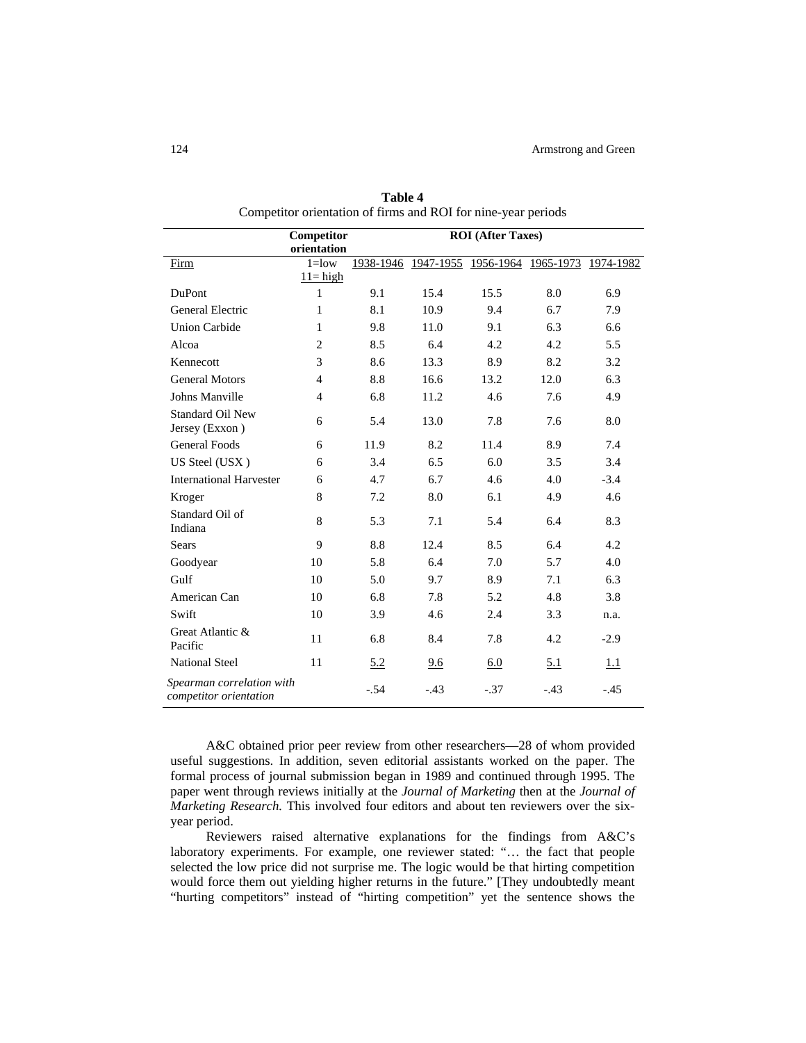**Table 4**
Competitor orientation of firms and ROI for nine-year periods

| Firm | Competitor orientation<br>1=low<br>11= high | ROI (After Taxes)<br>1938-1946 | 1947-1955 | 1956-1964 | 1965-1973 | 1974-1982 |
|---|---|---|---|---|---|---|
| DuPont | 1 | 9.1 | 15.4 | 15.5 | 8.0 | 6.9 |
| General Electric | 1 | 8.1 | 10.9 | 9.4 | 6.7 | 7.9 |
| Union Carbide | 1 | 9.8 | 11.0 | 9.1 | 6.3 | 6.6 |
| Alcoa | 2 | 8.5 | 6.4 | 4.2 | 4.2 | 5.5 |
| Kennecott | 3 | 8.6 | 13.3 | 8.9 | 8.2 | 3.2 |
| General Motors | 4 | 8.8 | 16.6 | 13.2 | 12.0 | 6.3 |
| Johns Manville | 4 | 6.8 | 11.2 | 4.6 | 7.6 | 4.9 |
| Standard Oil New Jersey (Exxon ) | 6 | 5.4 | 13.0 | 7.8 | 7.6 | 8.0 |
| General Foods | 6 | 11.9 | 8.2 | 11.4 | 8.9 | 7.4 |
| US Steel (USX ) | 6 | 3.4 | 6.5 | 6.0 | 3.5 | 3.4 |
| International Harvester | 6 | 4.7 | 6.7 | 4.6 | 4.0 | -3.4 |
| Kroger | 8 | 7.2 | 8.0 | 6.1 | 4.9 | 4.6 |
| Standard Oil of Indiana | 8 | 5.3 | 7.1 | 5.4 | 6.4 | 8.3 |
| Sears | 9 | 8.8 | 12.4 | 8.5 | 6.4 | 4.2 |
| Goodyear | 10 | 5.8 | 6.4 | 7.0 | 5.7 | 4.0 |
| Gulf | 10 | 5.0 | 9.7 | 8.9 | 7.1 | 6.3 |
| American Can | 10 | 6.8 | 7.8 | 5.2 | 4.8 | 3.8 |
| Swift | 10 | 3.9 | 4.6 | 2.4 | 3.3 | n.a. |
| Great Atlantic & Pacific | 11 | 6.8 | 8.4 | 7.8 | 4.2 | -2.9 |
| National Steel | 11 | 5.2 | 9.6 | 6.0 | 5.1 | 1.1 |
| *Spearman correlation with competitor orientation* | | -.54 | -.43 | -.37 | -.43 | -.45 |

A&C obtained prior peer review from other researchers—28 of whom provided useful suggestions. In addition, seven editorial assistants worked on the paper. The formal process of journal submission began in 1989 and continued through 1995. The paper went through reviews initially at the *Journal of Marketing* then at the *Journal of Marketing Research.* This involved four editors and about ten reviewers over the six-year period.

Reviewers raised alternative explanations for the findings from A&C's laboratory experiments. For example, one reviewer stated: "… the fact that people selected the low price did not surprise me. The logic would be that hirting competition would force them out yielding higher returns in the future." [They undoubtedly meant "hurting competitors" instead of "hirting competition" yet the sentence shows the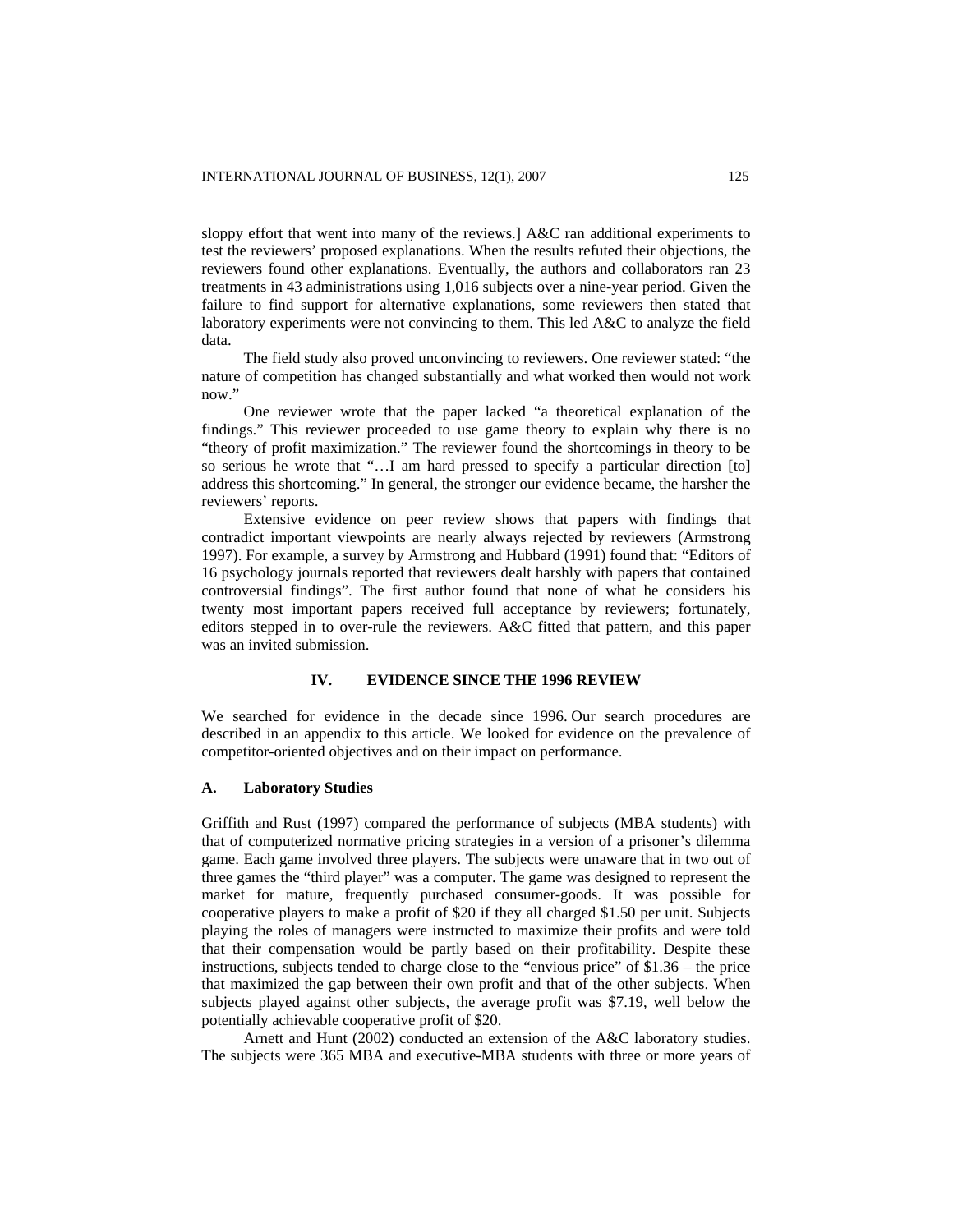sloppy effort that went into many of the reviews.] A&C ran additional experiments to test the reviewers' proposed explanations. When the results refuted their objections, the reviewers found other explanations. Eventually, the authors and collaborators ran 23 treatments in 43 administrations using 1,016 subjects over a nine-year period. Given the failure to find support for alternative explanations, some reviewers then stated that laboratory experiments were not convincing to them. This led A&C to analyze the field data.

The field study also proved unconvincing to reviewers. One reviewer stated: "the nature of competition has changed substantially and what worked then would not work now."

One reviewer wrote that the paper lacked "a theoretical explanation of the findings." This reviewer proceeded to use game theory to explain why there is no "theory of profit maximization." The reviewer found the shortcomings in theory to be so serious he wrote that "…I am hard pressed to specify a particular direction [to] address this shortcoming." In general, the stronger our evidence became, the harsher the reviewers' reports.

Extensive evidence on peer review shows that papers with findings that contradict important viewpoints are nearly always rejected by reviewers (Armstrong 1997). For example, a survey by Armstrong and Hubbard (1991) found that: "Editors of 16 psychology journals reported that reviewers dealt harshly with papers that contained controversial findings". The first author found that none of what he considers his twenty most important papers received full acceptance by reviewers; fortunately, editors stepped in to over-rule the reviewers. A&C fitted that pattern, and this paper was an invited submission.

## IV. EVIDENCE SINCE THE 1996 REVIEW

We searched for evidence in the decade since 1996. Our search procedures are described in an appendix to this article. We looked for evidence on the prevalence of competitor-oriented objectives and on their impact on performance.

### A. Laboratory Studies

Griffith and Rust (1997) compared the performance of subjects (MBA students) with that of computerized normative pricing strategies in a version of a prisoner's dilemma game. Each game involved three players. The subjects were unaware that in two out of three games the "third player" was a computer. The game was designed to represent the market for mature, frequently purchased consumer-goods. It was possible for cooperative players to make a profit of $20 if they all charged $1.50 per unit. Subjects playing the roles of managers were instructed to maximize their profits and were told that their compensation would be partly based on their profitability. Despite these instructions, subjects tended to charge close to the "envious price" of $1.36 – the price that maximized the gap between their own profit and that of the other subjects. When subjects played against other subjects, the average profit was $7.19, well below the potentially achievable cooperative profit of $20.

Arnett and Hunt (2002) conducted an extension of the A&C laboratory studies. The subjects were 365 MBA and executive-MBA students with three or more years of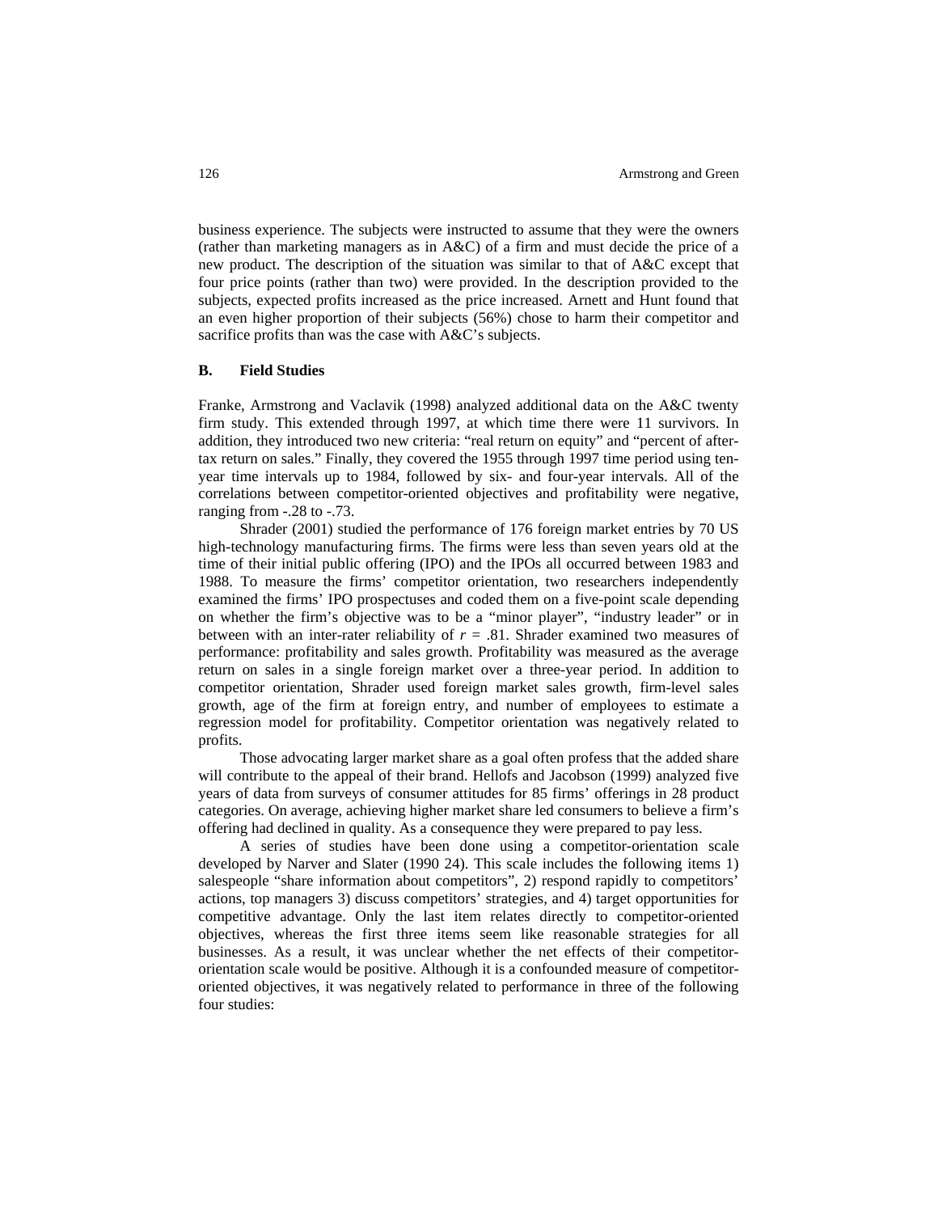business experience. The subjects were instructed to assume that they were the owners (rather than marketing managers as in A&C) of a firm and must decide the price of a new product. The description of the situation was similar to that of A&C except that four price points (rather than two) were provided. In the description provided to the subjects, expected profits increased as the price increased. Arnett and Hunt found that an even higher proportion of their subjects (56%) chose to harm their competitor and sacrifice profits than was the case with A&C's subjects.

## B. Field Studies

Franke, Armstrong and Vaclavik (1998) analyzed additional data on the A&C twenty firm study. This extended through 1997, at which time there were 11 survivors. In addition, they introduced two new criteria: "real return on equity" and "percent of after-tax return on sales." Finally, they covered the 1955 through 1997 time period using ten-year time intervals up to 1984, followed by six- and four-year intervals. All of the correlations between competitor-oriented objectives and profitability were negative, ranging from -.28 to -.73.

Shrader (2001) studied the performance of 176 foreign market entries by 70 US high-technology manufacturing firms. The firms were less than seven years old at the time of their initial public offering (IPO) and the IPOs all occurred between 1983 and 1988. To measure the firms' competitor orientation, two researchers independently examined the firms' IPO prospectuses and coded them on a five-point scale depending on whether the firm's objective was to be a "minor player", "industry leader" or in between with an inter-rater reliability of $r = .81$. Shrader examined two measures of performance: profitability and sales growth. Profitability was measured as the average return on sales in a single foreign market over a three-year period. In addition to competitor orientation, Shrader used foreign market sales growth, firm-level sales growth, age of the firm at foreign entry, and number of employees to estimate a regression model for profitability. Competitor orientation was negatively related to profits.

Those advocating larger market share as a goal often profess that the added share will contribute to the appeal of their brand. Hellofs and Jacobson (1999) analyzed five years of data from surveys of consumer attitudes for 85 firms' offerings in 28 product categories. On average, achieving higher market share led consumers to believe a firm's offering had declined in quality. As a consequence they were prepared to pay less.

A series of studies have been done using a competitor-orientation scale developed by Narver and Slater (1990 24). This scale includes the following items 1) salespeople "share information about competitors", 2) respond rapidly to competitors' actions, top managers 3) discuss competitors' strategies, and 4) target opportunities for competitive advantage. Only the last item relates directly to competitor-oriented objectives, whereas the first three items seem like reasonable strategies for all businesses. As a result, it was unclear whether the net effects of their competitor-orientation scale would be positive. Although it is a confounded measure of competitor-oriented objectives, it was negatively related to performance in three of the following four studies: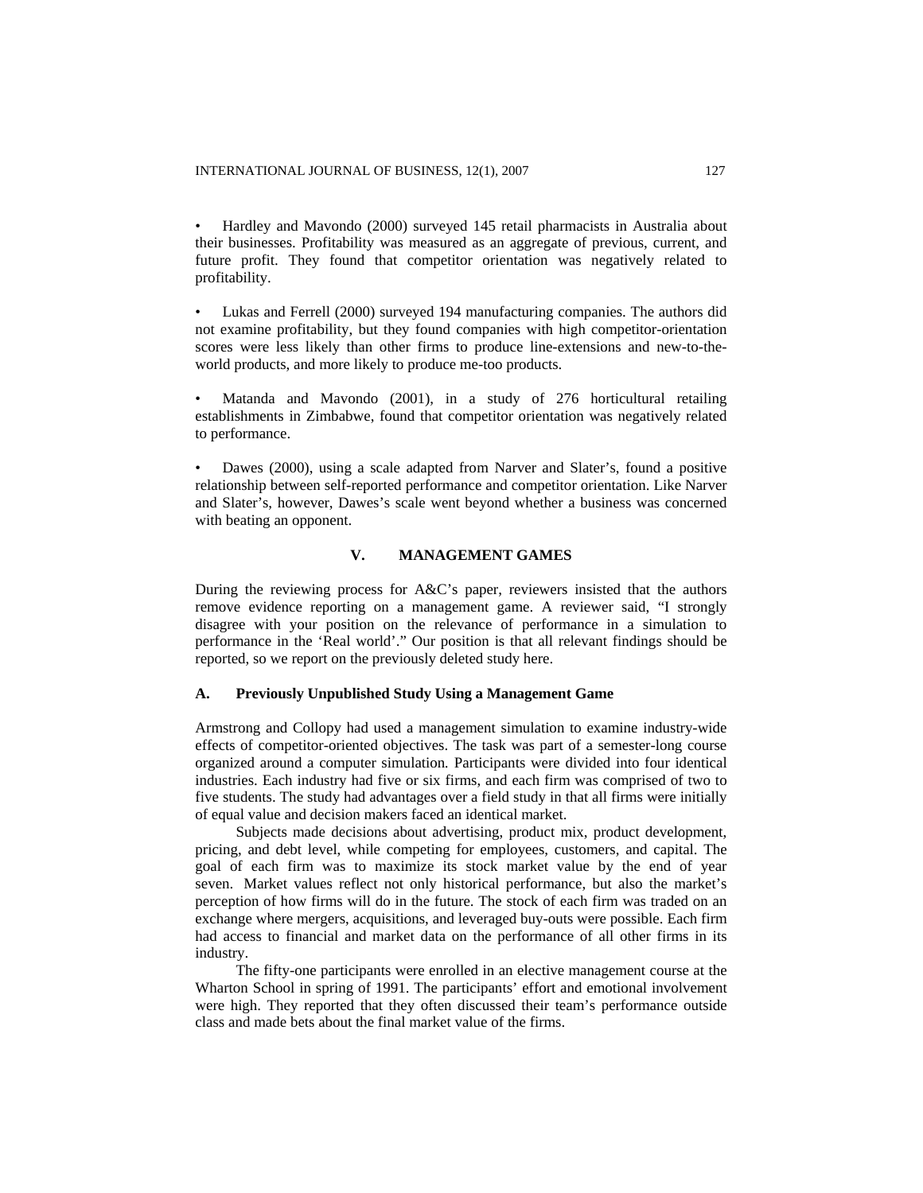- Hardley and Mavondo (2000) surveyed 145 retail pharmacists in Australia about their businesses. Profitability was measured as an aggregate of previous, current, and future profit. They found that competitor orientation was negatively related to profitability.

- Lukas and Ferrell (2000) surveyed 194 manufacturing companies. The authors did not examine profitability, but they found companies with high competitor-orientation scores were less likely than other firms to produce line-extensions and new-to-the-world products, and more likely to produce me-too products.

- Matanda and Mavondo (2001), in a study of 276 horticultural retailing establishments in Zimbabwe, found that competitor orientation was negatively related to performance.

- Dawes (2000), using a scale adapted from Narver and Slater's, found a positive relationship between self-reported performance and competitor orientation. Like Narver and Slater's, however, Dawes's scale went beyond whether a business was concerned with beating an opponent.

## V. MANAGEMENT GAMES

During the reviewing process for A&C's paper, reviewers insisted that the authors remove evidence reporting on a management game. A reviewer said, "I strongly disagree with your position on the relevance of performance in a simulation to performance in the 'Real world'." Our position is that all relevant findings should be reported, so we report on the previously deleted study here.

### A. Previously Unpublished Study Using a Management Game

Armstrong and Collopy had used a management simulation to examine industry-wide effects of competitor-oriented objectives. The task was part of a semester-long course organized around a computer simulation. Participants were divided into four identical industries. Each industry had five or six firms, and each firm was comprised of two to five students. The study had advantages over a field study in that all firms were initially of equal value and decision makers faced an identical market.

Subjects made decisions about advertising, product mix, product development, pricing, and debt level, while competing for employees, customers, and capital. The goal of each firm was to maximize its stock market value by the end of year seven. Market values reflect not only historical performance, but also the market's perception of how firms will do in the future. The stock of each firm was traded on an exchange where mergers, acquisitions, and leveraged buy-outs were possible. Each firm had access to financial and market data on the performance of all other firms in its industry.

The fifty-one participants were enrolled in an elective management course at the Wharton School in spring of 1991. The participants' effort and emotional involvement were high. They reported that they often discussed their team's performance outside class and made bets about the final market value of the firms.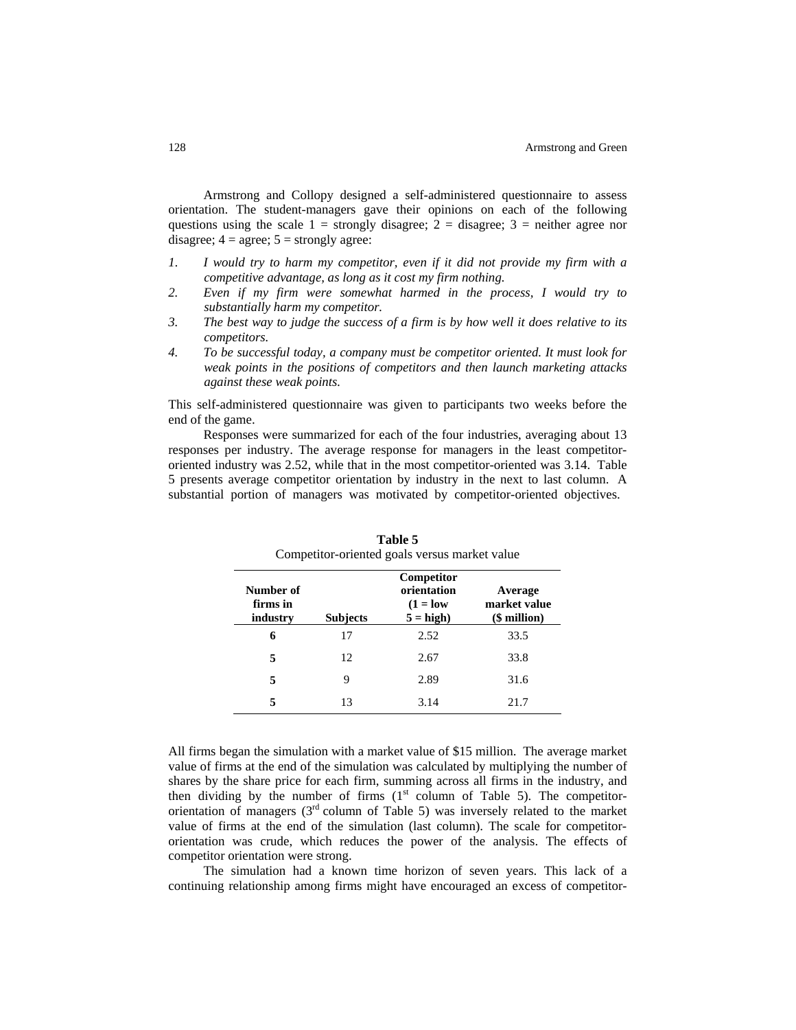Armstrong and Collopy designed a self-administered questionnaire to assess orientation. The student-managers gave their opinions on each of the following questions using the scale 1 = strongly disagree; 2 = disagree; 3 = neither agree nor disagree; 4 = agree; 5 = strongly agree:

1. *I would try to harm my competitor, even if it did not provide my firm with a competitive advantage, as long as it cost my firm nothing.*
2. *Even if my firm were somewhat harmed in the process, I would try to substantially harm my competitor.*
3. *The best way to judge the success of a firm is by how well it does relative to its competitors.*
4. *To be successful today, a company must be competitor oriented. It must look for weak points in the positions of competitors and then launch marketing attacks against these weak points.*

This self-administered questionnaire was given to participants two weeks before the end of the game.

Responses were summarized for each of the four industries, averaging about 13 responses per industry. The average response for managers in the least competitor-oriented industry was 2.52, while that in the most competitor-oriented was 3.14. Table 5 presents average competitor orientation by industry in the next to last column. A substantial portion of managers was motivated by competitor-oriented objectives.

**Table 5**
Competitor-oriented goals versus market value

| Number of firms in industry | Subjects | Competitor orientation (1 = low 5 = high) | Average market value ($ million) |
|---|---|---|---|
| **6** | 17 | 2.52 | 33.5 |
| **5** | 12 | 2.67 | 33.8 |
| **5** | 9 | 2.89 | 31.6 |
| **5** | 13 | 3.14 | 21.7 |

All firms began the simulation with a market value of $15 million. The average market value of firms at the end of the simulation was calculated by multiplying the number of shares by the share price for each firm, summing across all firms in the industry, and then dividing by the number of firms (1st column of Table 5). The competitor-orientation of managers (3rd column of Table 5) was inversely related to the market value of firms at the end of the simulation (last column). The scale for competitor-orientation was crude, which reduces the power of the analysis. The effects of competitor orientation were strong.

The simulation had a known time horizon of seven years. This lack of a continuing relationship among firms might have encouraged an excess of competitor-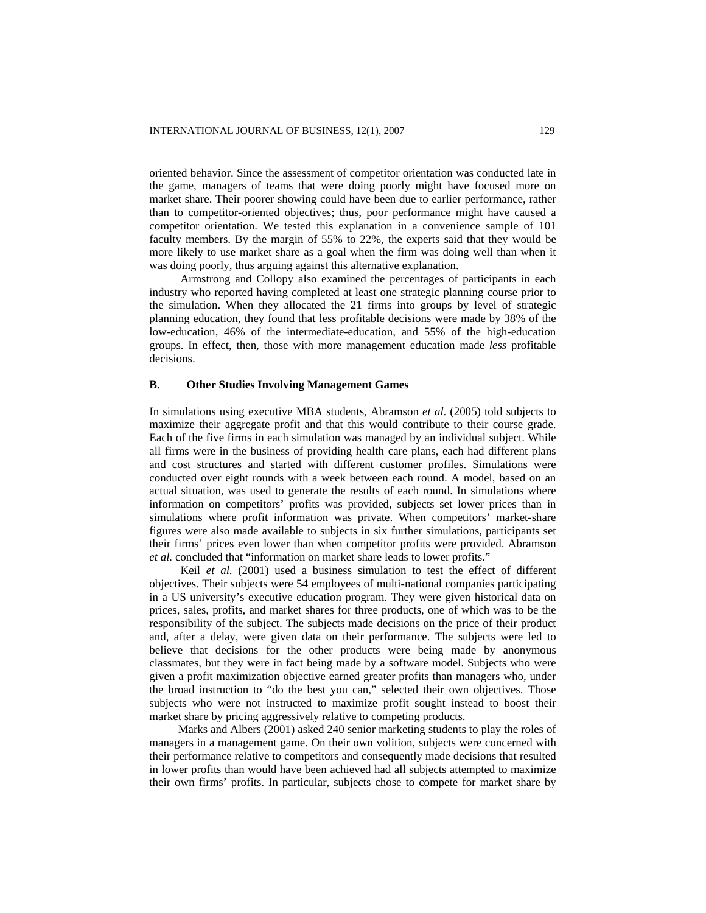oriented behavior. Since the assessment of competitor orientation was conducted late in the game, managers of teams that were doing poorly might have focused more on market share. Their poorer showing could have been due to earlier performance, rather than to competitor-oriented objectives; thus, poor performance might have caused a competitor orientation. We tested this explanation in a convenience sample of 101 faculty members. By the margin of 55% to 22%, the experts said that they would be more likely to use market share as a goal when the firm was doing well than when it was doing poorly, thus arguing against this alternative explanation.

Armstrong and Collopy also examined the percentages of participants in each industry who reported having completed at least one strategic planning course prior to the simulation. When they allocated the 21 firms into groups by level of strategic planning education, they found that less profitable decisions were made by 38% of the low-education, 46% of the intermediate-education, and 55% of the high-education groups. In effect, then, those with more management education made *less* profitable decisions.

### B. Other Studies Involving Management Games

In simulations using executive MBA students, Abramson *et al.* (2005) told subjects to maximize their aggregate profit and that this would contribute to their course grade. Each of the five firms in each simulation was managed by an individual subject. While all firms were in the business of providing health care plans, each had different plans and cost structures and started with different customer profiles. Simulations were conducted over eight rounds with a week between each round. A model, based on an actual situation, was used to generate the results of each round. In simulations where information on competitors' profits was provided, subjects set lower prices than in simulations where profit information was private. When competitors' market-share figures were also made available to subjects in six further simulations, participants set their firms' prices even lower than when competitor profits were provided. Abramson *et al.* concluded that "information on market share leads to lower profits."

Keil *et al.* (2001) used a business simulation to test the effect of different objectives. Their subjects were 54 employees of multi-national companies participating in a US university's executive education program. They were given historical data on prices, sales, profits, and market shares for three products, one of which was to be the responsibility of the subject. The subjects made decisions on the price of their product and, after a delay, were given data on their performance. The subjects were led to believe that decisions for the other products were being made by anonymous classmates, but they were in fact being made by a software model. Subjects who were given a profit maximization objective earned greater profits than managers who, under the broad instruction to "do the best you can," selected their own objectives. Those subjects who were not instructed to maximize profit sought instead to boost their market share by pricing aggressively relative to competing products.

Marks and Albers (2001) asked 240 senior marketing students to play the roles of managers in a management game. On their own volition, subjects were concerned with their performance relative to competitors and consequently made decisions that resulted in lower profits than would have been achieved had all subjects attempted to maximize their own firms' profits. In particular, subjects chose to compete for market share by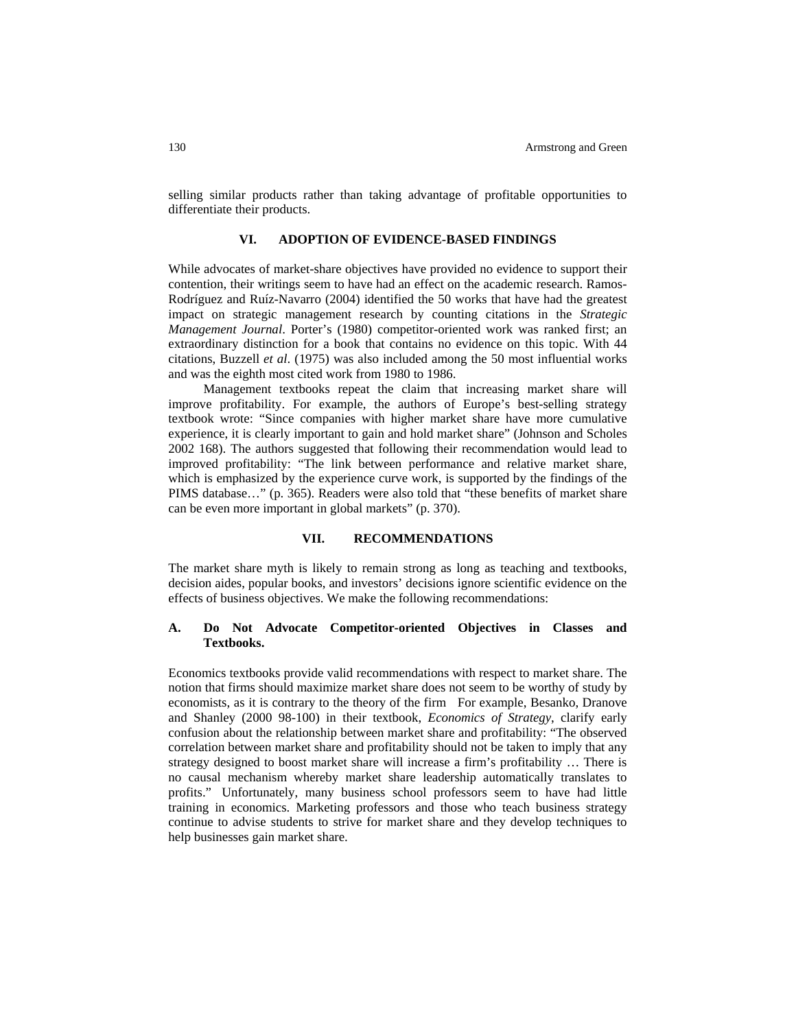selling similar products rather than taking advantage of profitable opportunities to differentiate their products.

## VI. ADOPTION OF EVIDENCE-BASED FINDINGS

While advocates of market-share objectives have provided no evidence to support their contention, their writings seem to have had an effect on the academic research. Ramos-Rodríguez and Ruíz-Navarro (2004) identified the 50 works that have had the greatest impact on strategic management research by counting citations in the *Strategic Management Journal*. Porter's (1980) competitor-oriented work was ranked first; an extraordinary distinction for a book that contains no evidence on this topic. With 44 citations, Buzzell *et al*. (1975) was also included among the 50 most influential works and was the eighth most cited work from 1980 to 1986.

Management textbooks repeat the claim that increasing market share will improve profitability. For example, the authors of Europe's best-selling strategy textbook wrote: "Since companies with higher market share have more cumulative experience, it is clearly important to gain and hold market share" (Johnson and Scholes 2002 168). The authors suggested that following their recommendation would lead to improved profitability: "The link between performance and relative market share, which is emphasized by the experience curve work, is supported by the findings of the PIMS database…" (p. 365). Readers were also told that "these benefits of market share can be even more important in global markets" (p. 370).

## VII. RECOMMENDATIONS

The market share myth is likely to remain strong as long as teaching and textbooks, decision aides, popular books, and investors' decisions ignore scientific evidence on the effects of business objectives. We make the following recommendations:

### A. Do Not Advocate Competitor-oriented Objectives in Classes and Textbooks.

Economics textbooks provide valid recommendations with respect to market share. The notion that firms should maximize market share does not seem to be worthy of study by economists, as it is contrary to the theory of the firm For example, Besanko, Dranove and Shanley (2000 98-100) in their textbook, *Economics of Strategy*, clarify early confusion about the relationship between market share and profitability: "The observed correlation between market share and profitability should not be taken to imply that any strategy designed to boost market share will increase a firm's profitability … There is no causal mechanism whereby market share leadership automatically translates to profits." Unfortunately, many business school professors seem to have had little training in economics. Marketing professors and those who teach business strategy continue to advise students to strive for market share and they develop techniques to help businesses gain market share.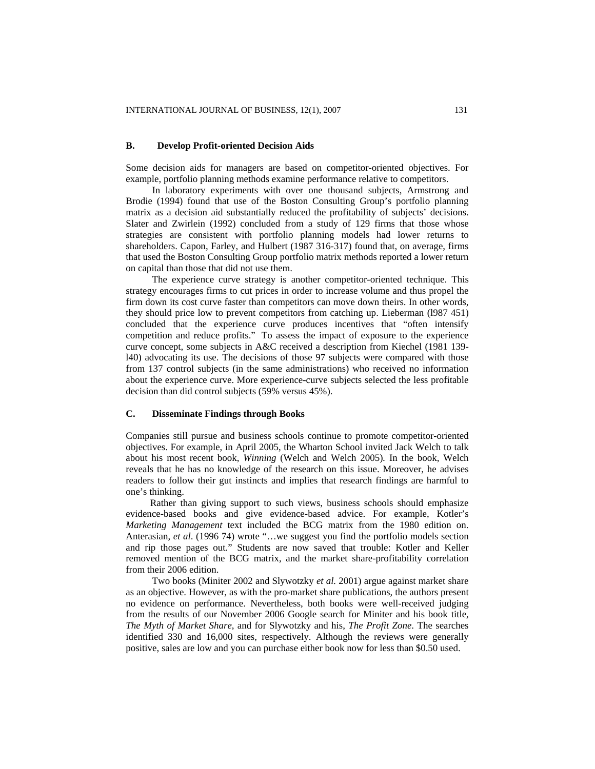### B. Develop Profit-oriented Decision Aids

Some decision aids for managers are based on competitor-oriented objectives. For example, portfolio planning methods examine performance relative to competitors.

In laboratory experiments with over one thousand subjects, Armstrong and Brodie (1994) found that use of the Boston Consulting Group's portfolio planning matrix as a decision aid substantially reduced the profitability of subjects' decisions. Slater and Zwirlein (1992) concluded from a study of 129 firms that those whose strategies are consistent with portfolio planning models had lower returns to shareholders. Capon, Farley, and Hulbert (1987 316-317) found that, on average, firms that used the Boston Consulting Group portfolio matrix methods reported a lower return on capital than those that did not use them.

The experience curve strategy is another competitor-oriented technique. This strategy encourages firms to cut prices in order to increase volume and thus propel the firm down its cost curve faster than competitors can move down theirs. In other words, they should price low to prevent competitors from catching up. Lieberman (l987 451) concluded that the experience curve produces incentives that "often intensify competition and reduce profits." To assess the impact of exposure to the experience curve concept, some subjects in A&C received a description from Kiechel (1981 139-l40) advocating its use. The decisions of those 97 subjects were compared with those from 137 control subjects (in the same administrations) who received no information about the experience curve. More experience-curve subjects selected the less profitable decision than did control subjects (59% versus 45%).

### C. Disseminate Findings through Books

Companies still pursue and business schools continue to promote competitor-oriented objectives. For example, in April 2005, the Wharton School invited Jack Welch to talk about his most recent book, *Winning* (Welch and Welch 2005). In the book, Welch reveals that he has no knowledge of the research on this issue. Moreover, he advises readers to follow their gut instincts and implies that research findings are harmful to one's thinking.

Rather than giving support to such views, business schools should emphasize evidence-based books and give evidence-based advice. For example, Kotler's *Marketing Management* text included the BCG matrix from the 1980 edition on. Anterasian, *et al*. (1996 74) wrote "…we suggest you find the portfolio models section and rip those pages out." Students are now saved that trouble: Kotler and Keller removed mention of the BCG matrix, and the market share-profitability correlation from their 2006 edition.

Two books (Miniter 2002 and Slywotzky *et al.* 2001) argue against market share as an objective. However, as with the pro-market share publications, the authors present no evidence on performance. Nevertheless, both books were well-received judging from the results of our November 2006 Google search for Miniter and his book title, *The Myth of Market Share*, and for Slywotzky and his, *The Profit Zone*. The searches identified 330 and 16,000 sites, respectively. Although the reviews were generally positive, sales are low and you can purchase either book now for less than $0.50 used.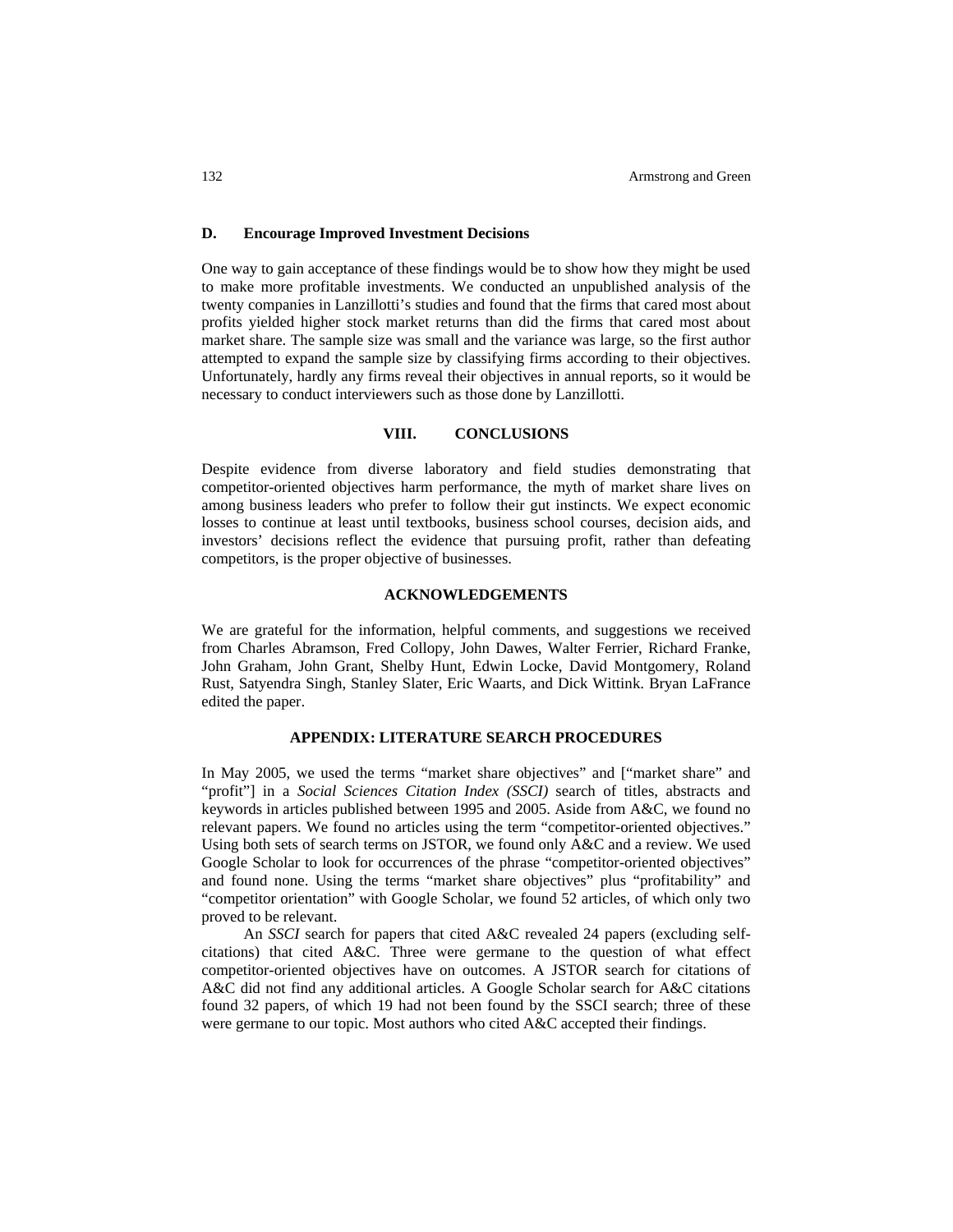### D. Encourage Improved Investment Decisions

One way to gain acceptance of these findings would be to show how they might be used to make more profitable investments. We conducted an unpublished analysis of the twenty companies in Lanzillotti's studies and found that the firms that cared most about profits yielded higher stock market returns than did the firms that cared most about market share. The sample size was small and the variance was large, so the first author attempted to expand the sample size by classifying firms according to their objectives. Unfortunately, hardly any firms reveal their objectives in annual reports, so it would be necessary to conduct interviewers such as those done by Lanzillotti.

## VIII. CONCLUSIONS

Despite evidence from diverse laboratory and field studies demonstrating that competitor-oriented objectives harm performance, the myth of market share lives on among business leaders who prefer to follow their gut instincts. We expect economic losses to continue at least until textbooks, business school courses, decision aids, and investors' decisions reflect the evidence that pursuing profit, rather than defeating competitors, is the proper objective of businesses.

## ACKNOWLEDGEMENTS

We are grateful for the information, helpful comments, and suggestions we received from Charles Abramson, Fred Collopy, John Dawes, Walter Ferrier, Richard Franke, John Graham, John Grant, Shelby Hunt, Edwin Locke, David Montgomery, Roland Rust, Satyendra Singh, Stanley Slater, Eric Waarts, and Dick Wittink. Bryan LaFrance edited the paper.

## APPENDIX: LITERATURE SEARCH PROCEDURES

In May 2005, we used the terms "market share objectives" and ["market share" and "profit"] in a *Social Sciences Citation Index (SSCI)* search of titles, abstracts and keywords in articles published between 1995 and 2005. Aside from A&C, we found no relevant papers. We found no articles using the term "competitor-oriented objectives." Using both sets of search terms on JSTOR, we found only A&C and a review. We used Google Scholar to look for occurrences of the phrase "competitor-oriented objectives" and found none. Using the terms "market share objectives" plus "profitability" and "competitor orientation" with Google Scholar, we found 52 articles, of which only two proved to be relevant.

An *SSCI* search for papers that cited A&C revealed 24 papers (excluding self-citations) that cited A&C. Three were germane to the question of what effect competitor-oriented objectives have on outcomes. A JSTOR search for citations of A&C did not find any additional articles. A Google Scholar search for A&C citations found 32 papers, of which 19 had not been found by the SSCI search; three of these were germane to our topic. Most authors who cited A&C accepted their findings.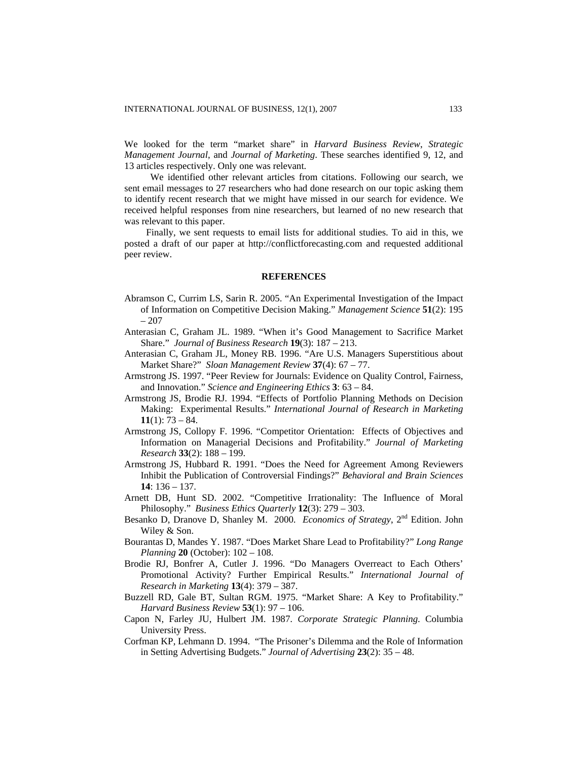We looked for the term "market share" in *Harvard Business Review*, *Strategic Management Journal*, and *Journal of Marketing*. These searches identified 9, 12, and 13 articles respectively. Only one was relevant.

We identified other relevant articles from citations. Following our search, we sent email messages to 27 researchers who had done research on our topic asking them to identify recent research that we might have missed in our search for evidence. We received helpful responses from nine researchers, but learned of no new research that was relevant to this paper.

Finally, we sent requests to email lists for additional studies. To aid in this, we posted a draft of our paper at http://conflictforecasting.com and requested additional peer review.

## REFERENCES

Abramson C, Currim LS, Sarin R. 2005. "An Experimental Investigation of the Impact of Information on Competitive Decision Making." *Management Science* **51**(2): 195 – 207

Anterasian C, Graham JL. 1989. "When it's Good Management to Sacrifice Market Share." *Journal of Business Research* **19**(3): 187 – 213.

Anterasian C, Graham JL, Money RB. 1996. "Are U.S. Managers Superstitious about Market Share?" *Sloan Management Review* **37**(4): 67 – 77.

Armstrong JS. 1997. "Peer Review for Journals: Evidence on Quality Control, Fairness, and Innovation." *Science and Engineering Ethics* **3**: 63 – 84.

Armstrong JS, Brodie RJ. 1994. "Effects of Portfolio Planning Methods on Decision Making: Experimental Results." *International Journal of Research in Marketing* **11**(1): 73 – 84.

Armstrong JS, Collopy F. 1996. "Competitor Orientation: Effects of Objectives and Information on Managerial Decisions and Profitability." *Journal of Marketing Research* **33**(2): 188 – 199.

Armstrong JS, Hubbard R. 1991. "Does the Need for Agreement Among Reviewers Inhibit the Publication of Controversial Findings?" *Behavioral and Brain Sciences* **14**: 136 – 137.

Arnett DB, Hunt SD. 2002. "Competitive Irrationality: The Influence of Moral Philosophy." *Business Ethics Quarterly* **12**(3): 279 – 303.

Besanko D, Dranove D, Shanley M. 2000. *Economics of Strategy*, 2nd Edition. John Wiley & Son.

Bourantas D, Mandes Y. 1987. "Does Market Share Lead to Profitability?" *Long Range Planning* **20** (October): 102 – 108.

Brodie RJ, Bonfrer A, Cutler J. 1996. "Do Managers Overreact to Each Others' Promotional Activity? Further Empirical Results." *International Journal of Research in Marketing* **13**(4): 379 – 387.

Buzzell RD, Gale BT, Sultan RGM. 1975. "Market Share: A Key to Profitability." *Harvard Business Review* **53**(1): 97 – 106.

Capon N, Farley JU, Hulbert JM. 1987. *Corporate Strategic Planning*. Columbia University Press.

Corfman KP, Lehmann D. 1994. "The Prisoner's Dilemma and the Role of Information in Setting Advertising Budgets." *Journal of Advertising* **23**(2): 35 – 48.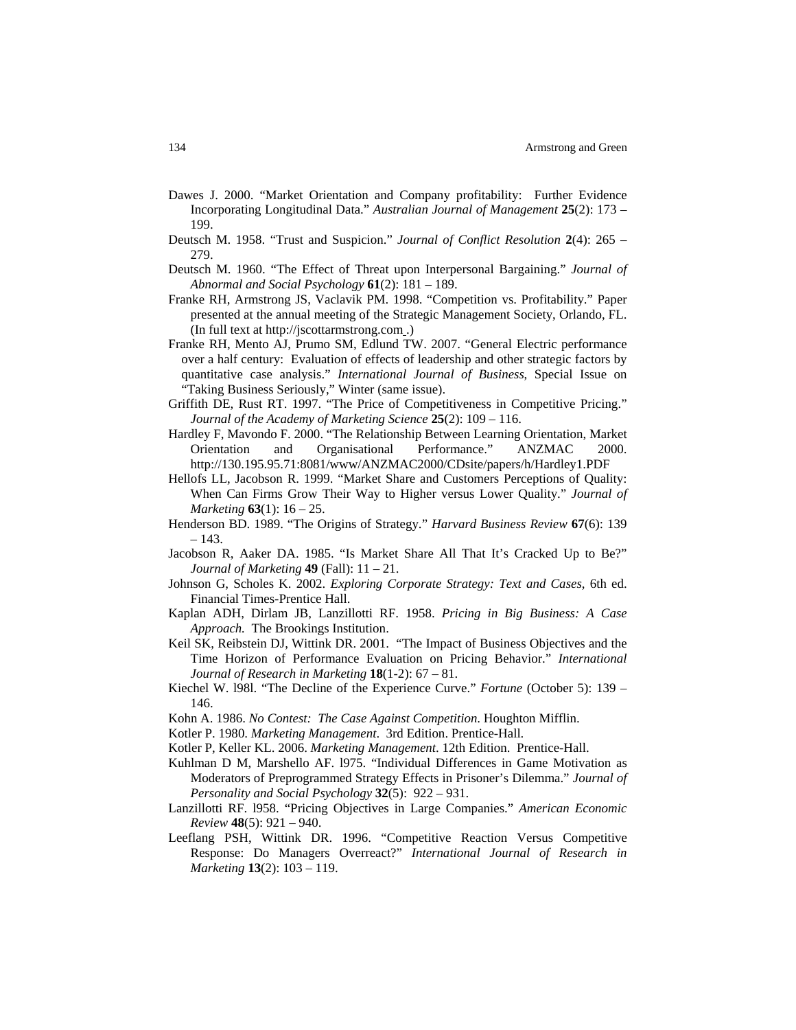Dawes J. 2000. "Market Orientation and Company profitability: Further Evidence Incorporating Longitudinal Data." *Australian Journal of Management* **25**(2): 173 – 199.

Deutsch M. 1958. "Trust and Suspicion." *Journal of Conflict Resolution* **2**(4): 265 – 279.

Deutsch M. 1960. "The Effect of Threat upon Interpersonal Bargaining." *Journal of Abnormal and Social Psychology* **61**(2): 181 – 189.

Franke RH, Armstrong JS, Vaclavik PM. 1998. "Competition vs. Profitability." Paper presented at the annual meeting of the Strategic Management Society, Orlando, FL. (In full text at http://jscottarmstrong.com .)

Franke RH, Mento AJ, Prumo SM, Edlund TW. 2007. "General Electric performance over a half century: Evaluation of effects of leadership and other strategic factors by quantitative case analysis." *International Journal of Business*, Special Issue on "Taking Business Seriously," Winter (same issue).

Griffith DE, Rust RT. 1997. "The Price of Competitiveness in Competitive Pricing." *Journal of the Academy of Marketing Science* **25**(2): 109 – 116.

Hardley F, Mavondo F. 2000. "The Relationship Between Learning Orientation, Market Orientation and Organisational Performance." ANZMAC 2000. http://130.195.95.71:8081/www/ANZMAC2000/CDsite/papers/h/Hardley1.PDF

Hellofs LL, Jacobson R. 1999. "Market Share and Customers Perceptions of Quality: When Can Firms Grow Their Way to Higher versus Lower Quality." *Journal of Marketing* **63**(1): 16 – 25.

Henderson BD. 1989. "The Origins of Strategy." *Harvard Business Review* **67**(6): 139 – 143.

Jacobson R, Aaker DA. 1985. "Is Market Share All That It's Cracked Up to Be?" *Journal of Marketing* **49** (Fall): 11 – 21.

Johnson G, Scholes K. 2002. *Exploring Corporate Strategy: Text and Cases*, 6th ed. Financial Times-Prentice Hall.

Kaplan ADH, Dirlam JB, Lanzillotti RF. 1958. *Pricing in Big Business: A Case Approach.* The Brookings Institution.

Keil SK, Reibstein DJ, Wittink DR. 2001. "The Impact of Business Objectives and the Time Horizon of Performance Evaluation on Pricing Behavior." *International Journal of Research in Marketing* **18**(1-2): 67 – 81.

Kiechel W. l98l. "The Decline of the Experience Curve." *Fortune* (October 5): 139 – 146.

Kohn A. 1986. *No Contest: The Case Against Competition*. Houghton Mifflin.

Kotler P. 1980. *Marketing Management*. 3rd Edition. Prentice-Hall.

Kotler P, Keller KL. 2006. *Marketing Management*. 12th Edition. Prentice-Hall.

Kuhlman D M, Marshello AF. l975. "Individual Differences in Game Motivation as Moderators of Preprogrammed Strategy Effects in Prisoner's Dilemma." *Journal of Personality and Social Psychology* **32**(5): 922 – 931.

Lanzillotti RF. l958. "Pricing Objectives in Large Companies." *American Economic Review* **48**(5): 921 – 940.

Leeflang PSH, Wittink DR. 1996. "Competitive Reaction Versus Competitive Response: Do Managers Overreact?" *International Journal of Research in Marketing* **13**(2): 103 – 119.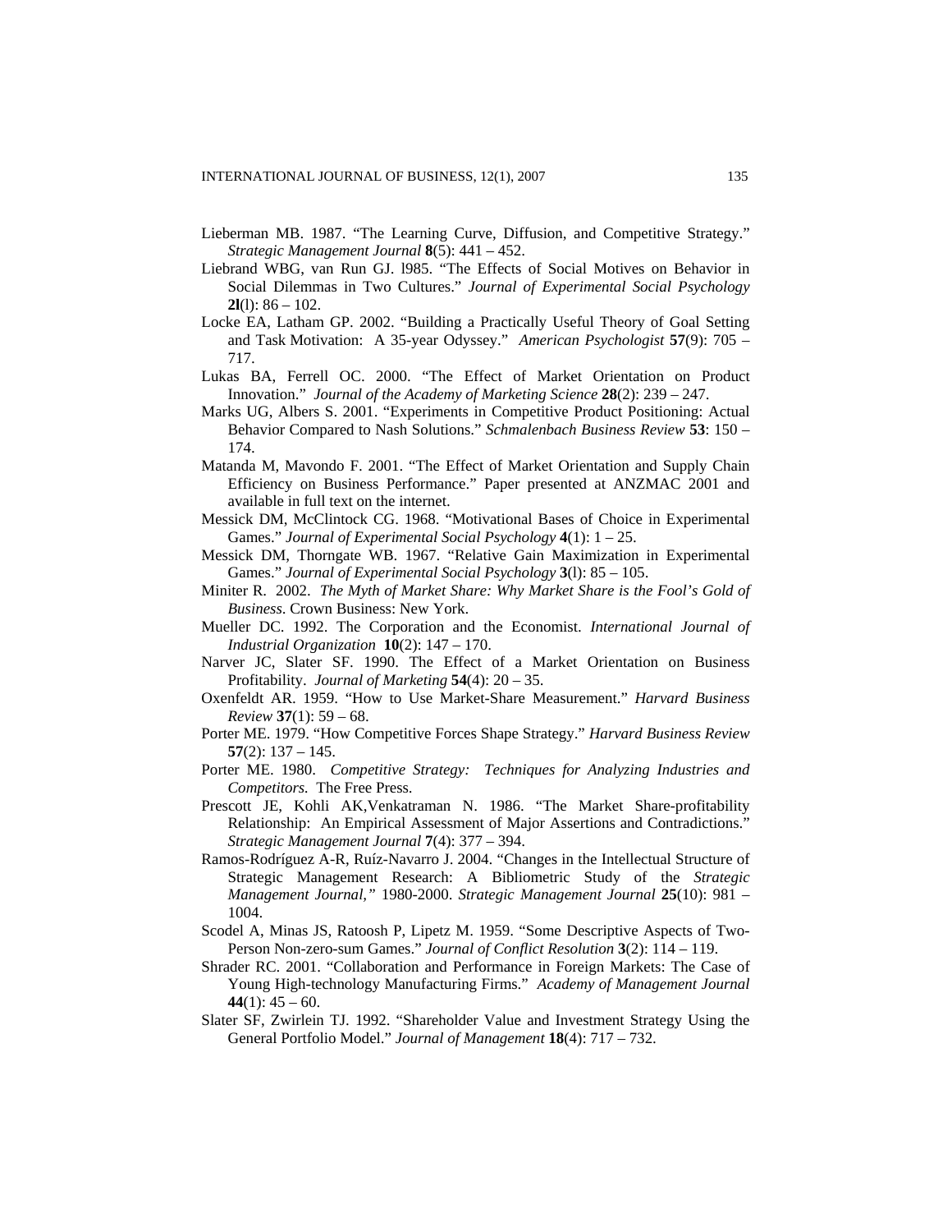Lieberman MB. 1987. "The Learning Curve, Diffusion, and Competitive Strategy." *Strategic Management Journal* **8**(5): 441 – 452.

Liebrand WBG, van Run GJ. l985. "The Effects of Social Motives on Behavior in Social Dilemmas in Two Cultures." *Journal of Experimental Social Psychology* **2l**(l): 86 – 102.

Locke EA, Latham GP. 2002. "Building a Practically Useful Theory of Goal Setting and Task Motivation: A 35-year Odyssey." *American Psychologist* **57**(9): 705 – 717.

Lukas BA, Ferrell OC. 2000. "The Effect of Market Orientation on Product Innovation." *Journal of the Academy of Marketing Science* **28**(2): 239 – 247.

Marks UG, Albers S. 2001. "Experiments in Competitive Product Positioning: Actual Behavior Compared to Nash Solutions." *Schmalenbach Business Review* **53**: 150 – 174.

Matanda M, Mavondo F. 2001. "The Effect of Market Orientation and Supply Chain Efficiency on Business Performance." Paper presented at ANZMAC 2001 and available in full text on the internet.

Messick DM, McClintock CG. 1968. "Motivational Bases of Choice in Experimental Games." *Journal of Experimental Social Psychology* **4**(1): 1 – 25.

Messick DM, Thorngate WB. 1967. "Relative Gain Maximization in Experimental Games." *Journal of Experimental Social Psychology* **3**(l): 85 – 105.

Miniter R. 2002. *The Myth of Market Share: Why Market Share is the Fool's Gold of Business*. Crown Business: New York.

Mueller DC. 1992. The Corporation and the Economist. *International Journal of Industrial Organization* **10**(2): 147 – 170.

Narver JC, Slater SF. 1990. The Effect of a Market Orientation on Business Profitability. *Journal of Marketing* **54**(4): 20 – 35.

Oxenfeldt AR. 1959. "How to Use Market-Share Measurement." *Harvard Business Review* **37**(1): 59 – 68.

Porter ME. 1979. "How Competitive Forces Shape Strategy." *Harvard Business Review* **57**(2): 137 – 145.

Porter ME. 1980. *Competitive Strategy: Techniques for Analyzing Industries and Competitors.* The Free Press.

Prescott JE, Kohli AK,Venkatraman N. 1986. "The Market Share-profitability Relationship: An Empirical Assessment of Major Assertions and Contradictions." *Strategic Management Journal* **7**(4): 377 – 394.

Ramos-Rodríguez A-R, Ruíz-Navarro J. 2004. "Changes in the Intellectual Structure of Strategic Management Research: A Bibliometric Study of the *Strategic Management Journal,"* 1980-2000. *Strategic Management Journal* **25**(10): 981 – 1004.

Scodel A, Minas JS, Ratoosh P, Lipetz M. 1959. "Some Descriptive Aspects of Two-Person Non-zero-sum Games." *Journal of Conflict Resolution* **3**(2): 114 – 119.

Shrader RC. 2001. "Collaboration and Performance in Foreign Markets: The Case of Young High-technology Manufacturing Firms." *Academy of Management Journal* **44**(1): 45 – 60.

Slater SF, Zwirlein TJ. 1992. "Shareholder Value and Investment Strategy Using the General Portfolio Model." *Journal of Management* **18**(4): 717 – 732.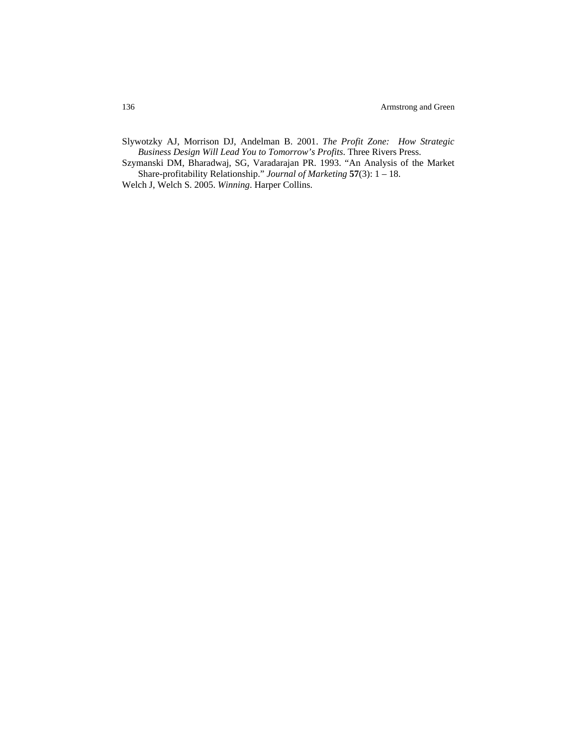Slywotzky AJ, Morrison DJ, Andelman B. 2001. *The Profit Zone: How Strategic Business Design Will Lead You to Tomorrow's Profits.* Three Rivers Press.

Szymanski DM, Bharadwaj, SG, Varadarajan PR. 1993. "An Analysis of the Market Share-profitability Relationship." *Journal of Marketing* **57**(3): 1 – 18.

Welch J, Welch S. 2005. *Winning*. Harper Collins.